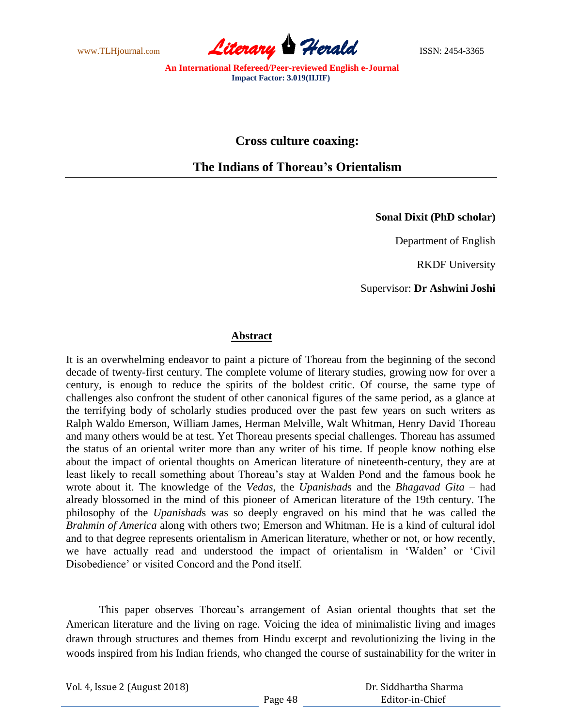# Cross culture coaxing:

## The Indians of Thoreau's Orientalism

**Sonal Dixit (PhD scholar)**

Department of English

RKDF University

Supervisor: **Dr Ashwini Joshi**

### Abstract

It is an overwhelming endeavor to paint a picture of Thoreau from the beginning of the second decade of twenty-first century. The complete volume of literary studies, growing now for over a century, is enough to reduce the spirits of the boldest critic. Of course, the same type of challenges also confront the student of other canonical figures of the same period, as a glance at the terrifying body of scholarly studies produced over the past few years on such writers as Ralph Waldo Emerson, William James, Herman Melville, Walt Whitman, Henry David Thoreau and many others would be at test. Yet Thoreau presents special challenges. Thoreau has assumed the status of an oriental writer more than any writer of his time. If people know nothing else about the impact of oriental thoughts on American literature of nineteenth-century, they are at least likely to recall something about Thoreau's stay at Walden Pond and the famous book he wrote about it. The knowledge of the *Vedas*, the *Upanishad*s and the *Bhagavad Gita* – had already blossomed in the mind of this pioneer of American literature of the 19th century. The philosophy of the *Upanishad*s was so deeply engraved on his mind that he was called the *Brahmin of America* along with others two; Emerson and Whitman. He is a kind of cultural idol and to that degree represents orientalism in American literature, whether or not, or how recently, we have actually read and understood the impact of orientalism in 'Walden' or 'Civil Disobedience' or visited Concord and the Pond itself.

This paper observes Thoreau's arrangement of Asian oriental thoughts that set the American literature and the living on rage. Voicing the idea of minimalistic living and images drawn through structures and themes from Hindu excerpt and revolutionizing the living in the woods inspired from his Indian friends, who changed the course of sustainability for the writer in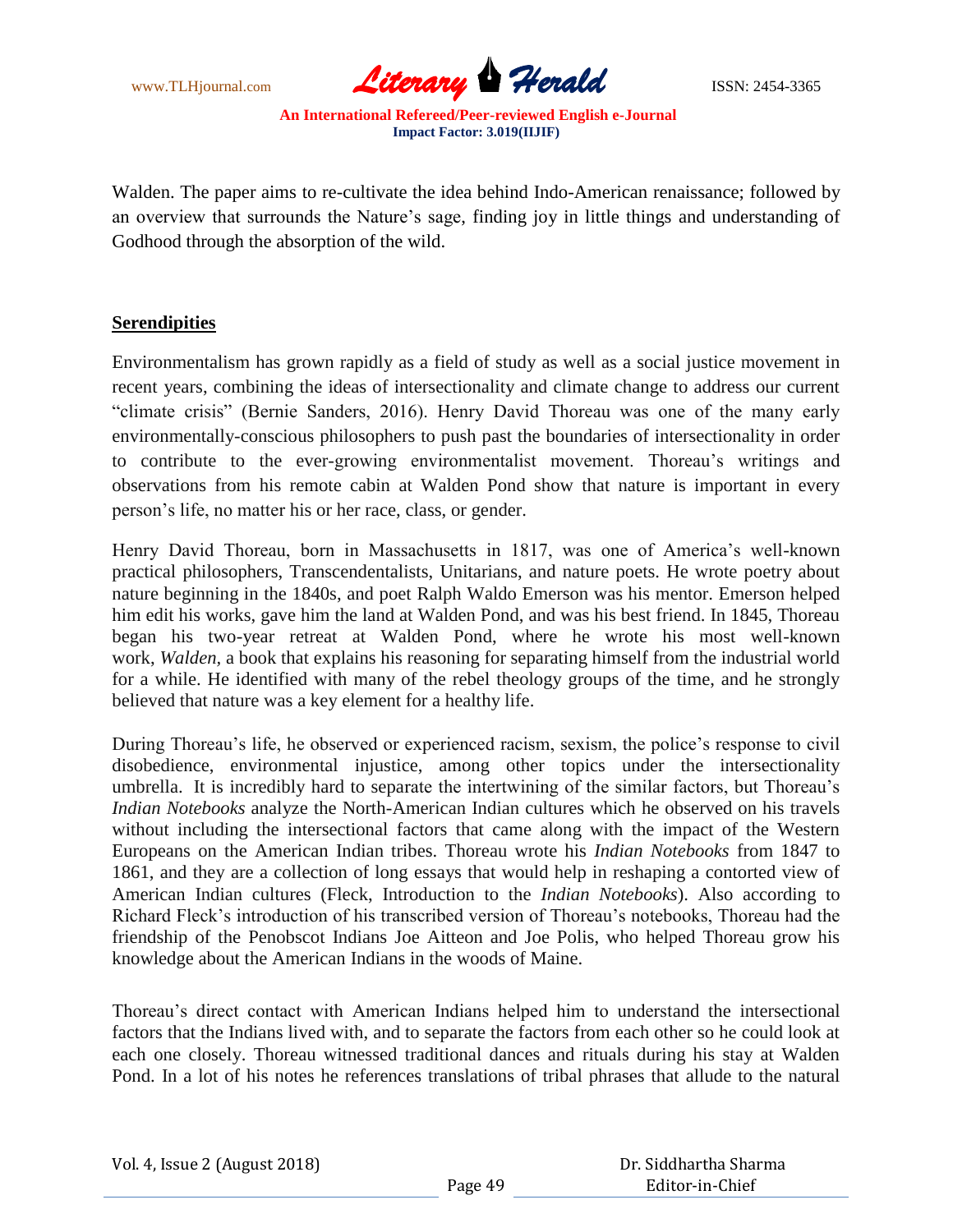Walden. The paper aims to re-cultivate the idea behind Indo-American renaissance; followed by an overview that surrounds the Nature's sage, finding joy in little things and understanding of Godhood through the absorption of the wild.

## Serendipities

Environmentalism has grown rapidly as a field of study as well as a social justice movement in recent years, combining the ideas of intersectionality and climate change to address our current "climate crisis" (Bernie Sanders, 2016). Henry David Thoreau was one of the many early environmentally-conscious philosophers to push past the boundaries of intersectionality in order to contribute to the ever-growing environmentalist movement. Thoreau's writings and observations from his remote cabin at Walden Pond show that nature is important in every person's life, no matter his or her race, class, or gender.

Henry David Thoreau, born in Massachusetts in 1817, was one of America's well-known practical philosophers, Transcendentalists, Unitarians, and nature poets. He wrote poetry about nature beginning in the 1840s, and poet Ralph Waldo Emerson was his mentor. Emerson helped him edit his works, gave him the land at Walden Pond, and was his best friend. In 1845, Thoreau began his two-year retreat at Walden Pond, where he wrote his most well-known work, *Walden,* a book that explains his reasoning for separating himself from the industrial world for a while. He identified with many of the rebel theology groups of the time, and he strongly believed that nature was a key element for a healthy life.

During Thoreau's life, he observed or experienced racism, sexism, the police's response to civil disobedience, environmental injustice, among other topics under the intersectionality umbrella. It is incredibly hard to separate the intertwining of the similar factors, but Thoreau's *Indian Notebooks* analyze the North-American Indian cultures which he observed on his travels without including the intersectional factors that came along with the impact of the Western Europeans on the American Indian tribes. Thoreau wrote his *Indian Notebooks* from 1847 to 1861, and they are a collection of long essays that would help in reshaping a contorted view of American Indian cultures (Fleck, Introduction to the *Indian Notebooks*). Also according to Richard Fleck's introduction of his transcribed version of Thoreau's notebooks, Thoreau had the friendship of the Penobscot Indians Joe Aitteon and Joe Polis, who helped Thoreau grow his knowledge about the American Indians in the woods of Maine.

Thoreau's direct contact with American Indians helped him to understand the intersectional factors that the Indians lived with, and to separate the factors from each other so he could look at each one closely. Thoreau witnessed traditional dances and rituals during his stay at Walden Pond. In a lot of his notes he references translations of tribal phrases that allude to the natural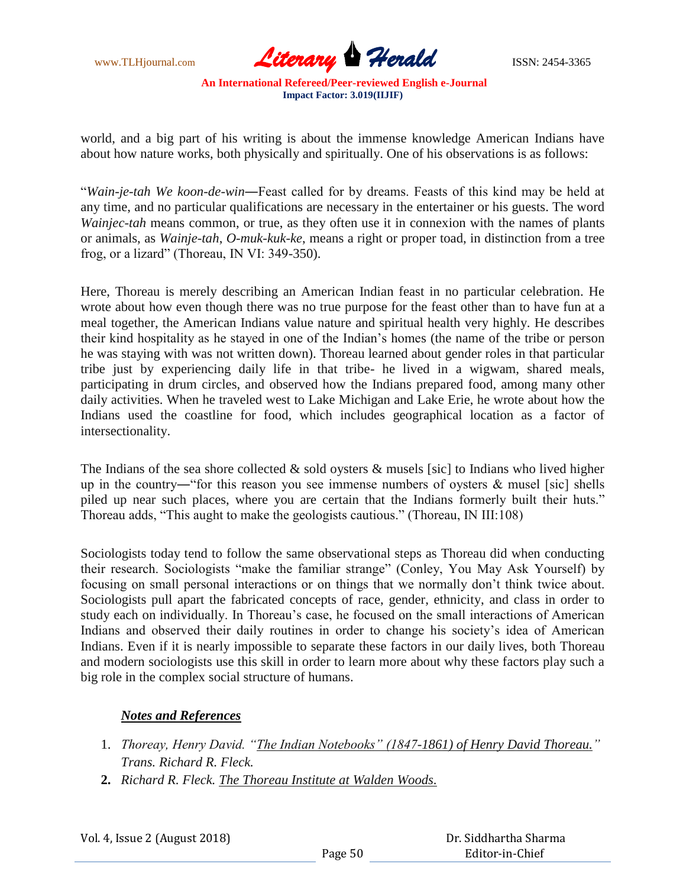world, and a big part of his writing is about the immense knowledge American Indians have about how nature works, both physically and spiritually. One of his observations is as follows:

"*Wain-je-tah We koon-de-win*—Feast called for by dreams. Feasts of this kind may be held at any time, and no particular qualifications are necessary in the entertainer or his guests. The word *Wainjec-tah* means common, or true, as they often use it in connexion with the names of plants or animals, as *Wainje-tah*, *O-muk-kuk-ke*, means a right or proper toad, in distinction from a tree frog, or a lizard" (Thoreau, IN VI: 349-350).

Here, Thoreau is merely describing an American Indian feast in no particular celebration. He wrote about how even though there was no true purpose for the feast other than to have fun at a meal together, the American Indians value nature and spiritual health very highly. He describes their kind hospitality as he stayed in one of the Indian's homes (the name of the tribe or person he was staying with was not written down). Thoreau learned about gender roles in that particular tribe just by experiencing daily life in that tribe- he lived in a wigwam, shared meals, participating in drum circles, and observed how the Indians prepared food, among many other daily activities. When he traveled west to Lake Michigan and Lake Erie, he wrote about how the Indians used the coastline for food, which includes geographical location as a factor of intersectionality.

The Indians of the sea shore collected & sold oysters & musels [sic] to Indians who lived higher up in the country—"for this reason you see immense numbers of oysters & musel [sic] shells piled up near such places, where you are certain that the Indians formerly built their huts." Thoreau adds, "This aught to make the geologists cautious." (Thoreau, IN III:108)

Sociologists today tend to follow the same observational steps as Thoreau did when conducting their research. Sociologists "make the familiar strange" (Conley, You May Ask Yourself) by focusing on small personal interactions or on things that we normally don't think twice about. Sociologists pull apart the fabricated concepts of race, gender, ethnicity, and class in order to study each on individually. In Thoreau's case, he focused on the small interactions of American Indians and observed their daily routines in order to change his society's idea of American Indians. Even if it is nearly impossible to separate these factors in our daily lives, both Thoreau and modern sociologists use this skill in order to learn more about why these factors play such a big role in the complex social structure of humans.

## ***Notes and References***

1. *Thoreay, Henry David. "The Indian Notebooks" (1847-1861) of Henry David Thoreau." Trans. Richard R. Fleck.*
2. *Richard R. Fleck. The Thoreau Institute at Walden Woods.*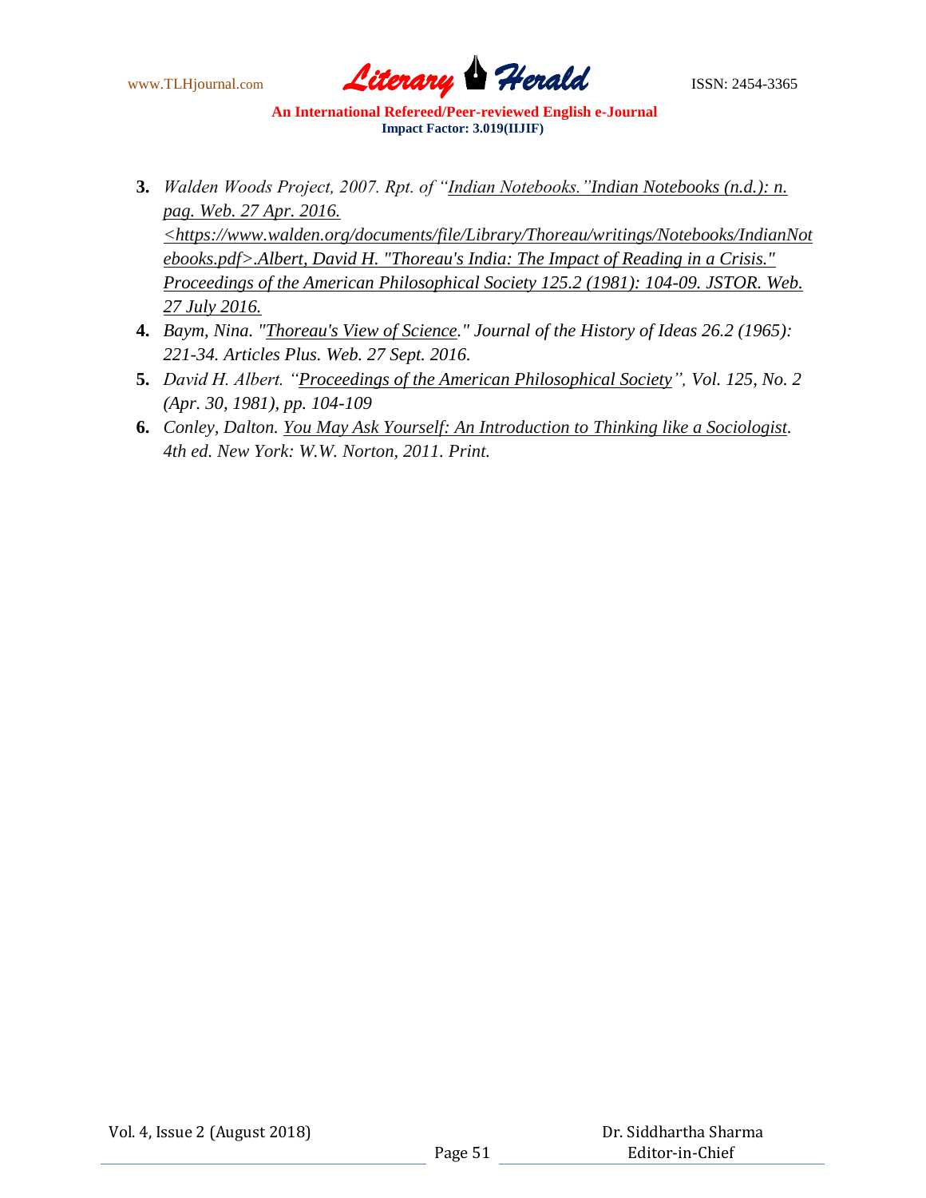3. *Walden Woods Project, 2007. Rpt. of "Indian Notebooks." Indian Notebooks (n.d.): n. pag. Web. 27 Apr. 2016. <https://www.walden.org/documents/file/Library/Thoreau/writings/Notebooks/IndianNotebooks.pdf>.Albert, David H. "Thoreau's India: The Impact of Reading in a Crisis." Proceedings of the American Philosophical Society 125.2 (1981): 104-09. JSTOR. Web. 27 July 2016.*
4. *Baym, Nina. "Thoreau's View of Science." Journal of the History of Ideas 26.2 (1965): 221-34. Articles Plus. Web. 27 Sept. 2016.*
5. *David H. Albert. "Proceedings of the American Philosophical Society", Vol. 125, No. 2 (Apr. 30, 1981), pp. 104-109*
6. *Conley, Dalton. You May Ask Yourself: An Introduction to Thinking like a Sociologist. 4th ed. New York: W.W. Norton, 2011. Print.*